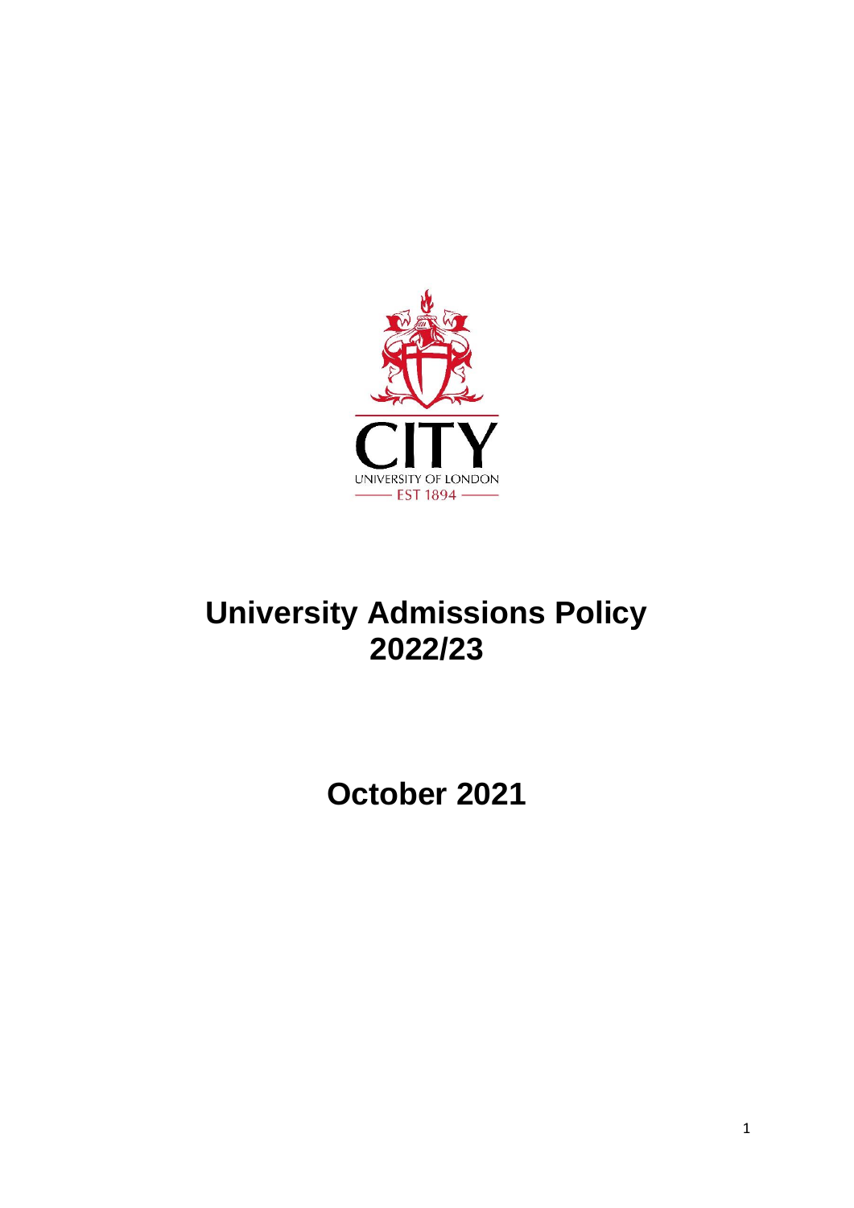# University Admissions Policy 2022/23

## October 2021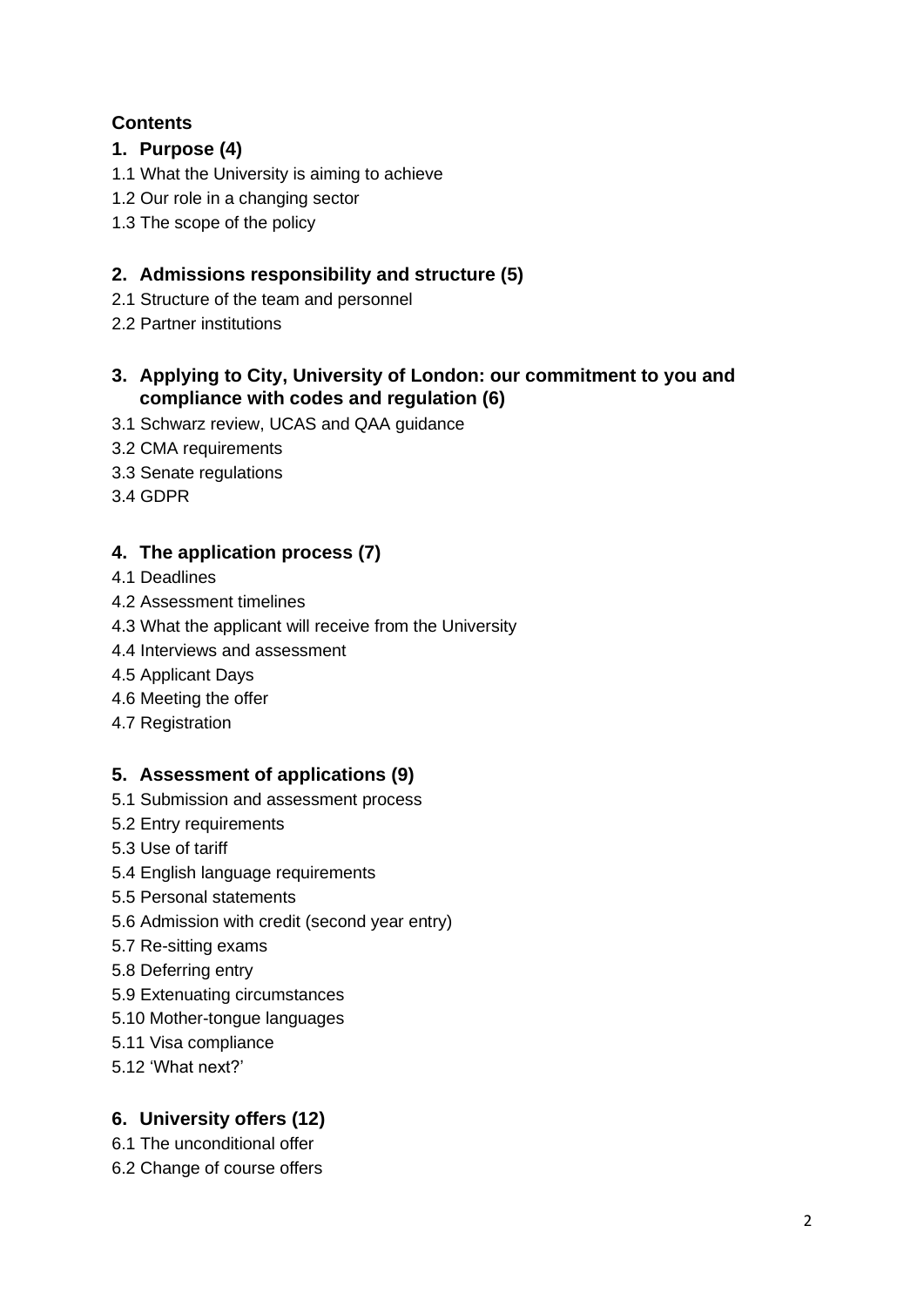## Contents

### 1. Purpose (4)

1.1 What the University is aiming to achieve
1.2 Our role in a changing sector
1.3 The scope of the policy

### 2. Admissions responsibility and structure (5)

2.1 Structure of the team and personnel
2.2 Partner institutions

### 3. Applying to City, University of London: our commitment to you and compliance with codes and regulation (6)

3.1 Schwarz review, UCAS and QAA guidance
3.2 CMA requirements
3.3 Senate regulations
3.4 GDPR

### 4. The application process (7)

4.1 Deadlines
4.2 Assessment timelines
4.3 What the applicant will receive from the University
4.4 Interviews and assessment
4.5 Applicant Days
4.6 Meeting the offer
4.7 Registration

### 5. Assessment of applications (9)

5.1 Submission and assessment process
5.2 Entry requirements
5.3 Use of tariff
5.4 English language requirements
5.5 Personal statements
5.6 Admission with credit (second year entry)
5.7 Re-sitting exams
5.8 Deferring entry
5.9 Extenuating circumstances
5.10 Mother-tongue languages
5.11 Visa compliance
5.12 'What next?'

### 6. University offers (12)

6.1 The unconditional offer
6.2 Change of course offers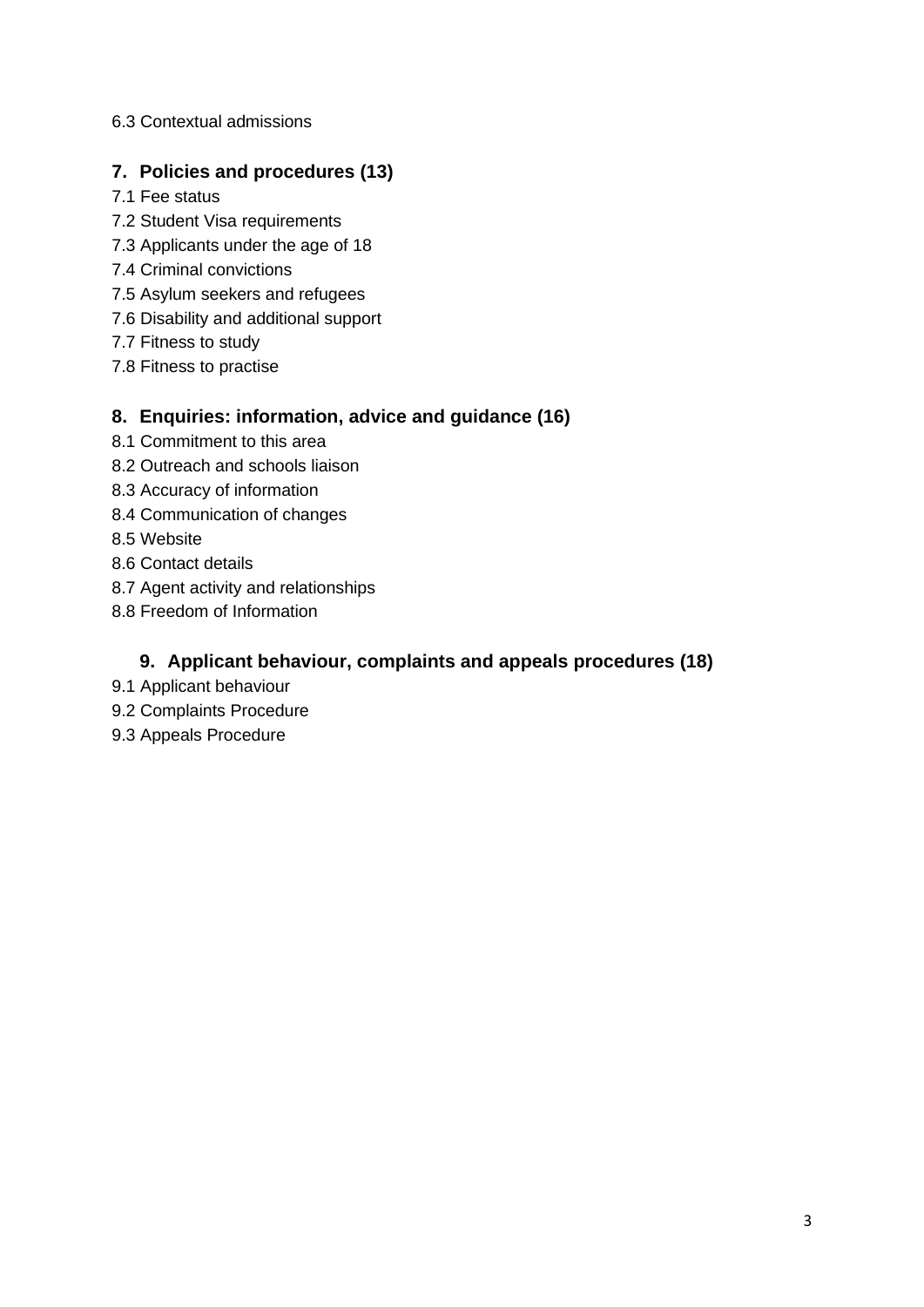6.3 Contextual admissions

## 7. Policies and procedures (13)

7.1 Fee status

7.2 Student Visa requirements

7.3 Applicants under the age of 18

7.4 Criminal convictions

7.5 Asylum seekers and refugees

7.6 Disability and additional support

7.7 Fitness to study

7.8 Fitness to practise

## 8. Enquiries: information, advice and guidance (16)

8.1 Commitment to this area

8.2 Outreach and schools liaison

8.3 Accuracy of information

8.4 Communication of changes

8.5 Website

8.6 Contact details

8.7 Agent activity and relationships

8.8 Freedom of Information

## 9. Applicant behaviour, complaints and appeals procedures (18)

9.1 Applicant behaviour

9.2 Complaints Procedure

9.3 Appeals Procedure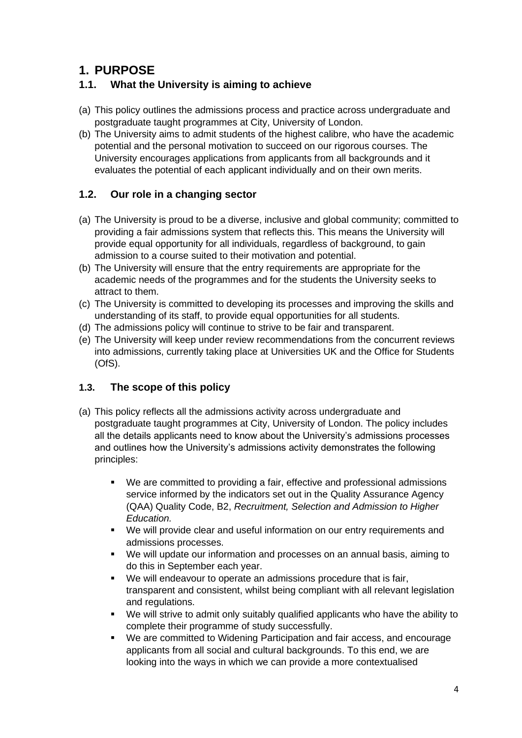# 1. PURPOSE

## 1.1. What the University is aiming to achieve

(a) This policy outlines the admissions process and practice across undergraduate and postgraduate taught programmes at City, University of London.

(b) The University aims to admit students of the highest calibre, who have the academic potential and the personal motivation to succeed on our rigorous courses. The University encourages applications from applicants from all backgrounds and it evaluates the potential of each applicant individually and on their own merits.

## 1.2. Our role in a changing sector

(a) The University is proud to be a diverse, inclusive and global community; committed to providing a fair admissions system that reflects this. This means the University will provide equal opportunity for all individuals, regardless of background, to gain admission to a course suited to their motivation and potential.

(b) The University will ensure that the entry requirements are appropriate for the academic needs of the programmes and for the students the University seeks to attract to them.

(c) The University is committed to developing its processes and improving the skills and understanding of its staff, to provide equal opportunities for all students.

(d) The admissions policy will continue to strive to be fair and transparent.

(e) The University will keep under review recommendations from the concurrent reviews into admissions, currently taking place at Universities UK and the Office for Students (OfS).

## 1.3. The scope of this policy

(a) This policy reflects all the admissions activity across undergraduate and postgraduate taught programmes at City, University of London. The policy includes all the details applicants need to know about the University's admissions processes and outlines how the University's admissions activity demonstrates the following principles:

- We are committed to providing a fair, effective and professional admissions service informed by the indicators set out in the Quality Assurance Agency (QAA) Quality Code, B2, *Recruitment, Selection and Admission to Higher Education.*
- We will provide clear and useful information on our entry requirements and admissions processes.
- We will update our information and processes on an annual basis, aiming to do this in September each year.
- We will endeavour to operate an admissions procedure that is fair, transparent and consistent, whilst being compliant with all relevant legislation and regulations.
- We will strive to admit only suitably qualified applicants who have the ability to complete their programme of study successfully.
- We are committed to Widening Participation and fair access, and encourage applicants from all social and cultural backgrounds. To this end, we are looking into the ways in which we can provide a more contextualised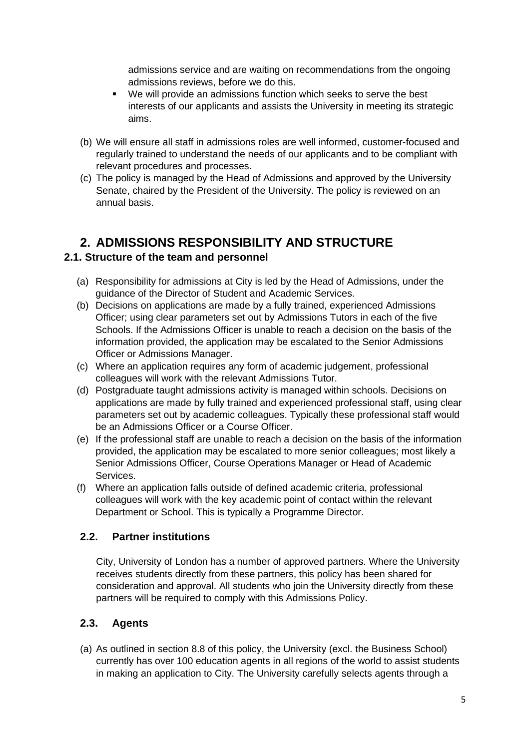admissions service and are waiting on recommendations from the ongoing admissions reviews, before we do this.

- We will provide an admissions function which seeks to serve the best interests of our applicants and assists the University in meeting its strategic aims.

(b) We will ensure all staff in admissions roles are well informed, customer-focused and regularly trained to understand the needs of our applicants and to be compliant with relevant procedures and processes.

(c) The policy is managed by the Head of Admissions and approved by the University Senate, chaired by the President of the University. The policy is reviewed on an annual basis.

## 2. ADMISSIONS RESPONSIBILITY AND STRUCTURE

### 2.1. Structure of the team and personnel

(a) Responsibility for admissions at City is led by the Head of Admissions, under the guidance of the Director of Student and Academic Services.

(b) Decisions on applications are made by a fully trained, experienced Admissions Officer; using clear parameters set out by Admissions Tutors in each of the five Schools. If the Admissions Officer is unable to reach a decision on the basis of the information provided, the application may be escalated to the Senior Admissions Officer or Admissions Manager.

(c) Where an application requires any form of academic judgement, professional colleagues will work with the relevant Admissions Tutor.

(d) Postgraduate taught admissions activity is managed within schools. Decisions on applications are made by fully trained and experienced professional staff, using clear parameters set out by academic colleagues. Typically these professional staff would be an Admissions Officer or a Course Officer.

(e) If the professional staff are unable to reach a decision on the basis of the information provided, the application may be escalated to more senior colleagues; most likely a Senior Admissions Officer, Course Operations Manager or Head of Academic Services.

(f) Where an application falls outside of defined academic criteria, professional colleagues will work with the key academic point of contact within the relevant Department or School. This is typically a Programme Director.

### 2.2. Partner institutions

City, University of London has a number of approved partners. Where the University receives students directly from these partners, this policy has been shared for consideration and approval. All students who join the University directly from these partners will be required to comply with this Admissions Policy.

### 2.3. Agents

(a) As outlined in section 8.8 of this policy, the University (excl. the Business School) currently has over 100 education agents in all regions of the world to assist students in making an application to City. The University carefully selects agents through a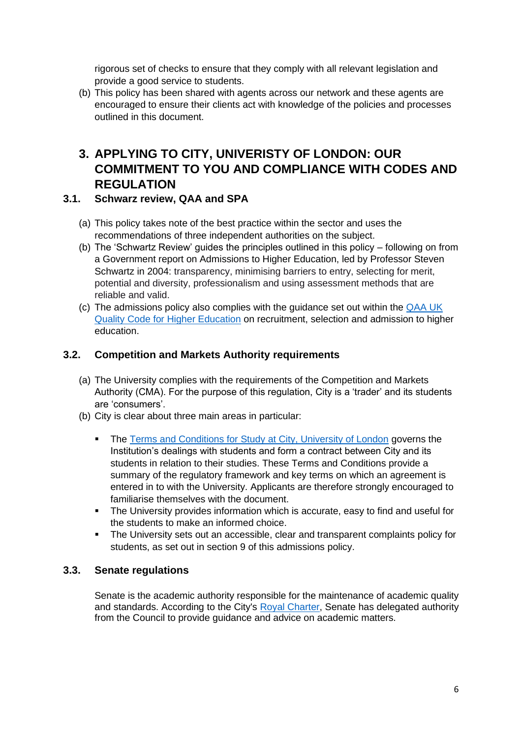rigorous set of checks to ensure that they comply with all relevant legislation and provide a good service to students.

(b) This policy has been shared with agents across our network and these agents are encouraged to ensure their clients act with knowledge of the policies and processes outlined in this document.

## 3. APPLYING TO CITY, UNIVERISTY OF LONDON: OUR COMMITMENT TO YOU AND COMPLIANCE WITH CODES AND REGULATION

### 3.1. Schwarz review, QAA and SPA

(a) This policy takes note of the best practice within the sector and uses the recommendations of three independent authorities on the subject.

(b) The 'Schwartz Review' guides the principles outlined in this policy – following on from a Government report on Admissions to Higher Education, led by Professor Steven Schwartz in 2004: transparency, minimising barriers to entry, selecting for merit, potential and diversity, professionalism and using assessment methods that are reliable and valid.

(c) The admissions policy also complies with the guidance set out within the QAA UK Quality Code for Higher Education on recruitment, selection and admission to higher education.

### 3.2. Competition and Markets Authority requirements

(a) The University complies with the requirements of the Competition and Markets Authority (CMA). For the purpose of this regulation, City is a 'trader' and its students are 'consumers'.

(b) City is clear about three main areas in particular:

- The Terms and Conditions for Study at City, University of London governs the Institution's dealings with students and form a contract between City and its students in relation to their studies. These Terms and Conditions provide a summary of the regulatory framework and key terms on which an agreement is entered in to with the University. Applicants are therefore strongly encouraged to familiarise themselves with the document.
- The University provides information which is accurate, easy to find and useful for the students to make an informed choice.
- The University sets out an accessible, clear and transparent complaints policy for students, as set out in section 9 of this admissions policy.

### 3.3. Senate regulations

Senate is the academic authority responsible for the maintenance of academic quality and standards. According to the City's Royal Charter, Senate has delegated authority from the Council to provide guidance and advice on academic matters.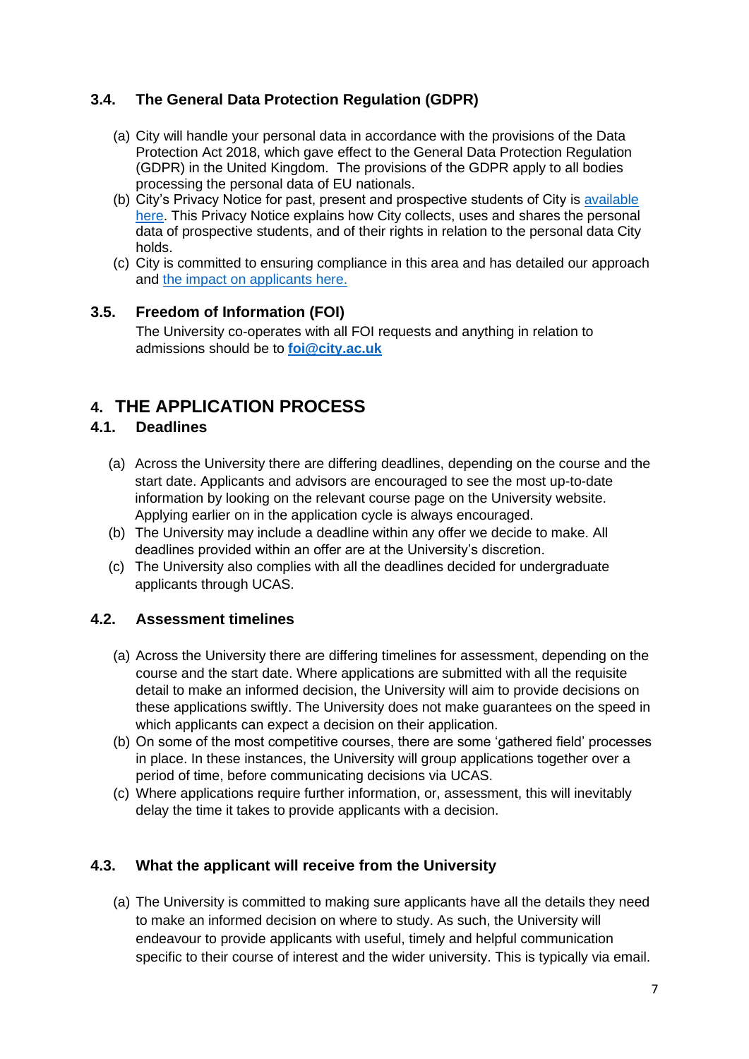### 3.4. The General Data Protection Regulation (GDPR)

(a) City will handle your personal data in accordance with the provisions of the Data Protection Act 2018, which gave effect to the General Data Protection Regulation (GDPR) in the United Kingdom. The provisions of the GDPR apply to all bodies processing the personal data of EU nationals.

(b) City's Privacy Notice for past, present and prospective students of City is available here. This Privacy Notice explains how City collects, uses and shares the personal data of prospective students, and of their rights in relation to the personal data City holds.

(c) City is committed to ensuring compliance in this area and has detailed our approach and the impact on applicants here.

### 3.5. Freedom of Information (FOI)

The University co-operates with all FOI requests and anything in relation to admissions should be to **foi@city.ac.uk**

## 4. THE APPLICATION PROCESS

### 4.1. Deadlines

(a) Across the University there are differing deadlines, depending on the course and the start date. Applicants and advisors are encouraged to see the most up-to-date information by looking on the relevant course page on the University website. Applying earlier on in the application cycle is always encouraged.

(b) The University may include a deadline within any offer we decide to make. All deadlines provided within an offer are at the University's discretion.

(c) The University also complies with all the deadlines decided for undergraduate applicants through UCAS.

### 4.2. Assessment timelines

(a) Across the University there are differing timelines for assessment, depending on the course and the start date. Where applications are submitted with all the requisite detail to make an informed decision, the University will aim to provide decisions on these applications swiftly. The University does not make guarantees on the speed in which applicants can expect a decision on their application.

(b) On some of the most competitive courses, there are some 'gathered field' processes in place. In these instances, the University will group applications together over a period of time, before communicating decisions via UCAS.

(c) Where applications require further information, or, assessment, this will inevitably delay the time it takes to provide applicants with a decision.

### 4.3. What the applicant will receive from the University

(a) The University is committed to making sure applicants have all the details they need to make an informed decision on where to study. As such, the University will endeavour to provide applicants with useful, timely and helpful communication specific to their course of interest and the wider university. This is typically via email.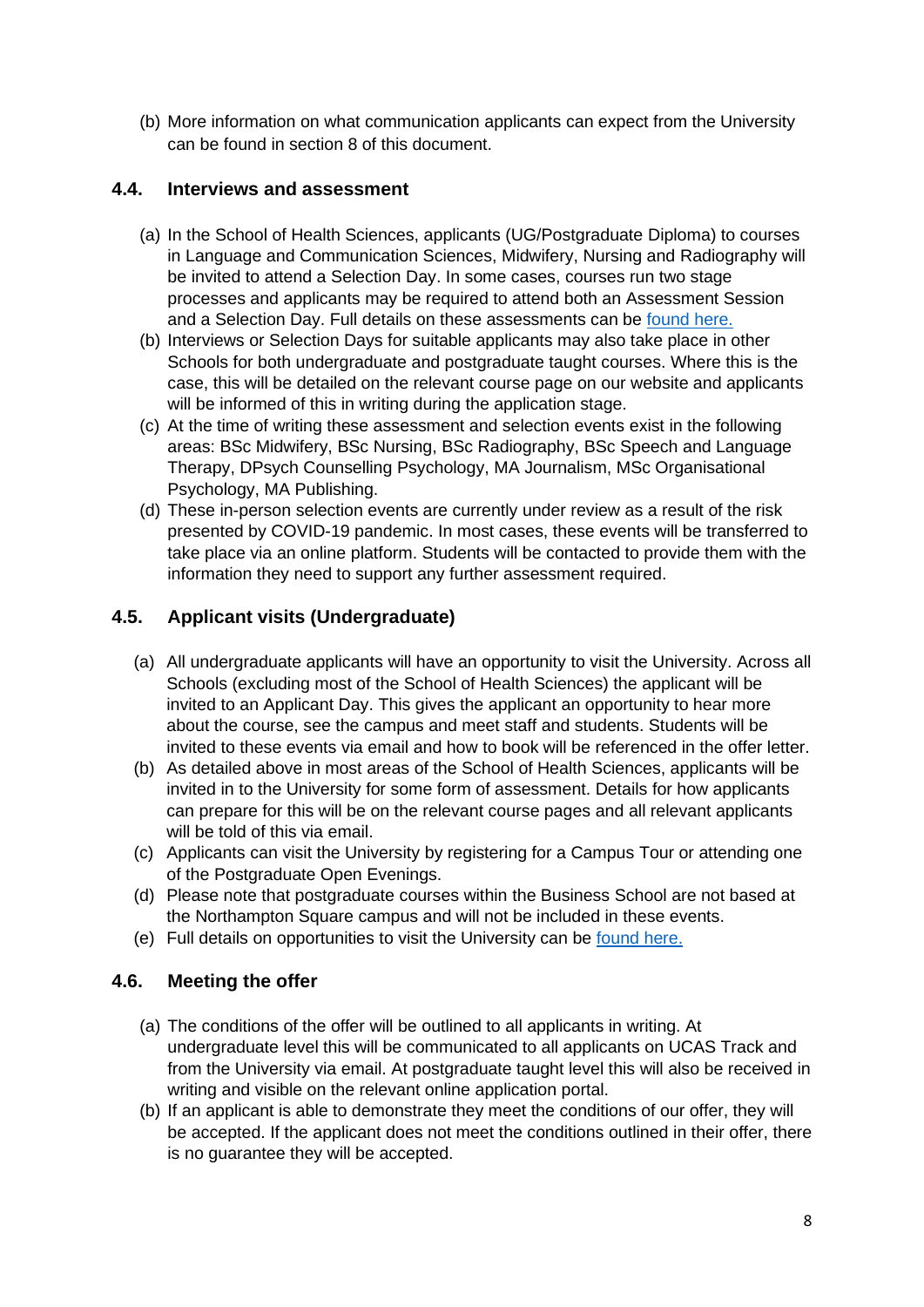(b) More information on what communication applicants can expect from the University can be found in section 8 of this document.

### 4.4. Interviews and assessment

(a) In the School of Health Sciences, applicants (UG/Postgraduate Diploma) to courses in Language and Communication Sciences, Midwifery, Nursing and Radiography will be invited to attend a Selection Day. In some cases, courses run two stage processes and applicants may be required to attend both an Assessment Session and a Selection Day. Full details on these assessments can be found here.

(b) Interviews or Selection Days for suitable applicants may also take place in other Schools for both undergraduate and postgraduate taught courses. Where this is the case, this will be detailed on the relevant course page on our website and applicants will be informed of this in writing during the application stage.

(c) At the time of writing these assessment and selection events exist in the following areas: BSc Midwifery, BSc Nursing, BSc Radiography, BSc Speech and Language Therapy, DPsych Counselling Psychology, MA Journalism, MSc Organisational Psychology, MA Publishing.

(d) These in-person selection events are currently under review as a result of the risk presented by COVID-19 pandemic. In most cases, these events will be transferred to take place via an online platform. Students will be contacted to provide them with the information they need to support any further assessment required.

### 4.5. Applicant visits (Undergraduate)

(a) All undergraduate applicants will have an opportunity to visit the University. Across all Schools (excluding most of the School of Health Sciences) the applicant will be invited to an Applicant Day. This gives the applicant an opportunity to hear more about the course, see the campus and meet staff and students. Students will be invited to these events via email and how to book will be referenced in the offer letter.

(b) As detailed above in most areas of the School of Health Sciences, applicants will be invited in to the University for some form of assessment. Details for how applicants can prepare for this will be on the relevant course pages and all relevant applicants will be told of this via email.

(c) Applicants can visit the University by registering for a Campus Tour or attending one of the Postgraduate Open Evenings.

(d) Please note that postgraduate courses within the Business School are not based at the Northampton Square campus and will not be included in these events.

(e) Full details on opportunities to visit the University can be found here.

### 4.6. Meeting the offer

(a) The conditions of the offer will be outlined to all applicants in writing. At undergraduate level this will be communicated to all applicants on UCAS Track and from the University via email. At postgraduate taught level this will also be received in writing and visible on the relevant online application portal.

(b) If an applicant is able to demonstrate they meet the conditions of our offer, they will be accepted. If the applicant does not meet the conditions outlined in their offer, there is no guarantee they will be accepted.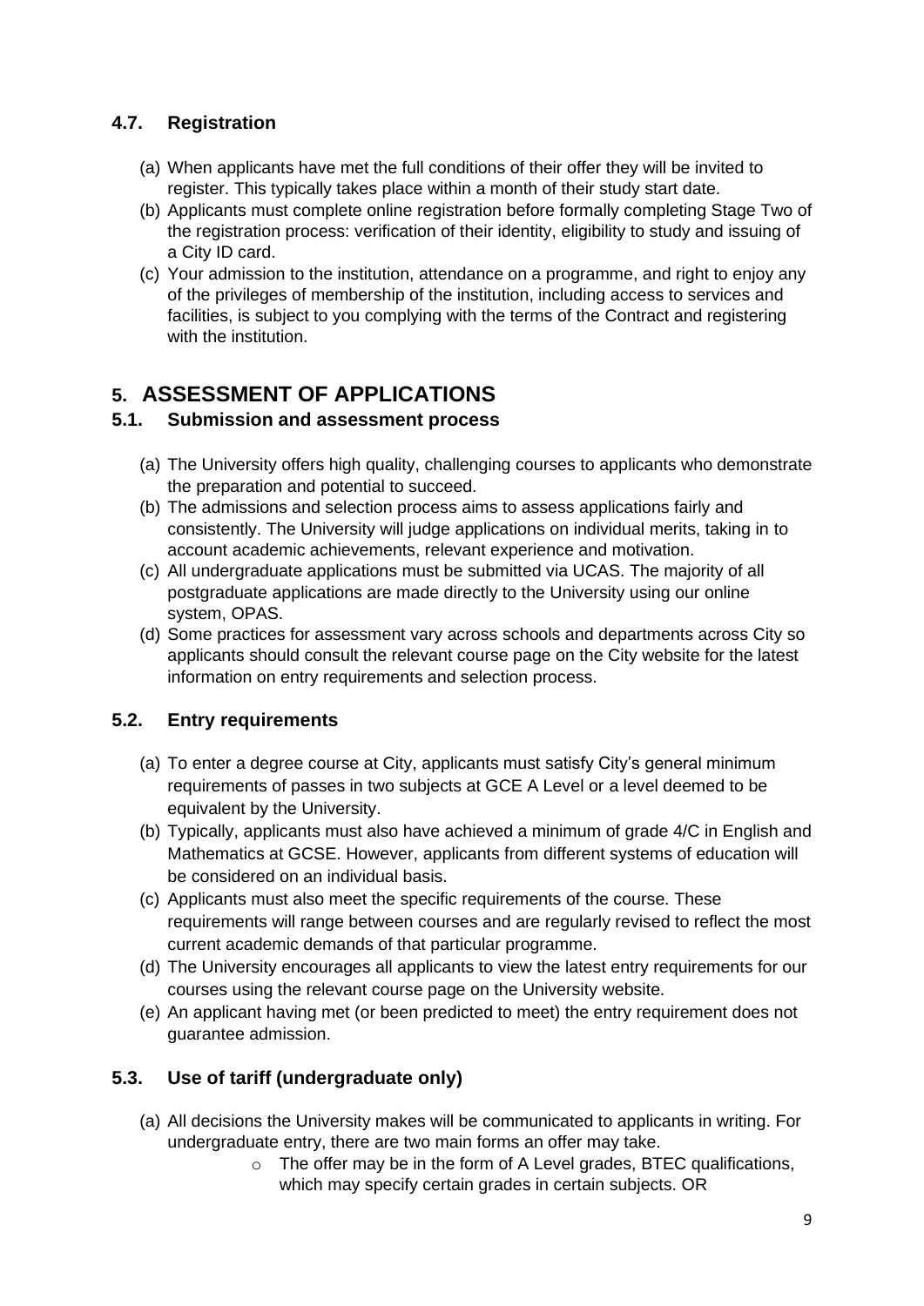### 4.7. Registration

(a) When applicants have met the full conditions of their offer they will be invited to register. This typically takes place within a month of their study start date.

(b) Applicants must complete online registration before formally completing Stage Two of the registration process: verification of their identity, eligibility to study and issuing of a City ID card.

(c) Your admission to the institution, attendance on a programme, and right to enjoy any of the privileges of membership of the institution, including access to services and facilities, is subject to you complying with the terms of the Contract and registering with the institution.

## 5. ASSESSMENT OF APPLICATIONS

### 5.1. Submission and assessment process

(a) The University offers high quality, challenging courses to applicants who demonstrate the preparation and potential to succeed.

(b) The admissions and selection process aims to assess applications fairly and consistently. The University will judge applications on individual merits, taking in to account academic achievements, relevant experience and motivation.

(c) All undergraduate applications must be submitted via UCAS. The majority of all postgraduate applications are made directly to the University using our online system, OPAS.

(d) Some practices for assessment vary across schools and departments across City so applicants should consult the relevant course page on the City website for the latest information on entry requirements and selection process.

### 5.2. Entry requirements

(a) To enter a degree course at City, applicants must satisfy City's general minimum requirements of passes in two subjects at GCE A Level or a level deemed to be equivalent by the University.

(b) Typically, applicants must also have achieved a minimum of grade 4/C in English and Mathematics at GCSE. However, applicants from different systems of education will be considered on an individual basis.

(c) Applicants must also meet the specific requirements of the course. These requirements will range between courses and are regularly revised to reflect the most current academic demands of that particular programme.

(d) The University encourages all applicants to view the latest entry requirements for our courses using the relevant course page on the University website.

(e) An applicant having met (or been predicted to meet) the entry requirement does not guarantee admission.

### 5.3. Use of tariff (undergraduate only)

(a) All decisions the University makes will be communicated to applicants in writing. For undergraduate entry, there are two main forms an offer may take.

- The offer may be in the form of A Level grades, BTEC qualifications, which may specify certain grades in certain subjects. OR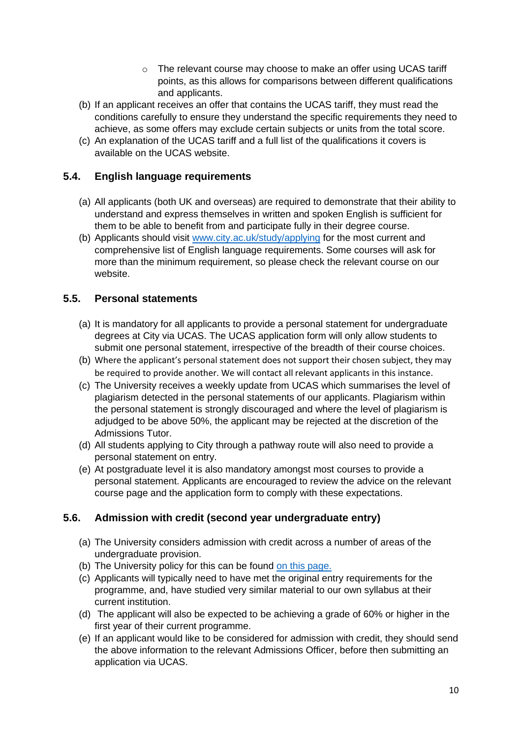- The relevant course may choose to make an offer using UCAS tariff points, as this allows for comparisons between different qualifications and applicants.

(b) If an applicant receives an offer that contains the UCAS tariff, they must read the conditions carefully to ensure they understand the specific requirements they need to achieve, as some offers may exclude certain subjects or units from the total score.

(c) An explanation of the UCAS tariff and a full list of the qualifications it covers is available on the UCAS website.

### 5.4. English language requirements

(a) All applicants (both UK and overseas) are required to demonstrate that their ability to understand and express themselves in written and spoken English is sufficient for them to be able to benefit from and participate fully in their degree course.

(b) Applicants should visit [www.city.ac.uk/study/applying](www.city.ac.uk/study/applying) for the most current and comprehensive list of English language requirements. Some courses will ask for more than the minimum requirement, so please check the relevant course on our website.

### 5.5. Personal statements

(a) It is mandatory for all applicants to provide a personal statement for undergraduate degrees at City via UCAS. The UCAS application form will only allow students to submit one personal statement, irrespective of the breadth of their course choices.

(b) Where the applicant's personal statement does not support their chosen subject, they may be required to provide another. We will contact all relevant applicants in this instance.

(c) The University receives a weekly update from UCAS which summarises the level of plagiarism detected in the personal statements of our applicants. Plagiarism within the personal statement is strongly discouraged and where the level of plagiarism is adjudged to be above 50%, the applicant may be rejected at the discretion of the Admissions Tutor.

(d) All students applying to City through a pathway route will also need to provide a personal statement on entry.

(e) At postgraduate level it is also mandatory amongst most courses to provide a personal statement. Applicants are encouraged to review the advice on the relevant course page and the application form to comply with these expectations.

### 5.6. Admission with credit (second year undergraduate entry)

(a) The University considers admission with credit across a number of areas of the undergraduate provision.

(b) The University policy for this can be found on this page.

(c) Applicants will typically need to have met the original entry requirements for the programme, and, have studied very similar material to our own syllabus at their current institution.

(d) The applicant will also be expected to be achieving a grade of 60% or higher in the first year of their current programme.

(e) If an applicant would like to be considered for admission with credit, they should send the above information to the relevant Admissions Officer, before then submitting an application via UCAS.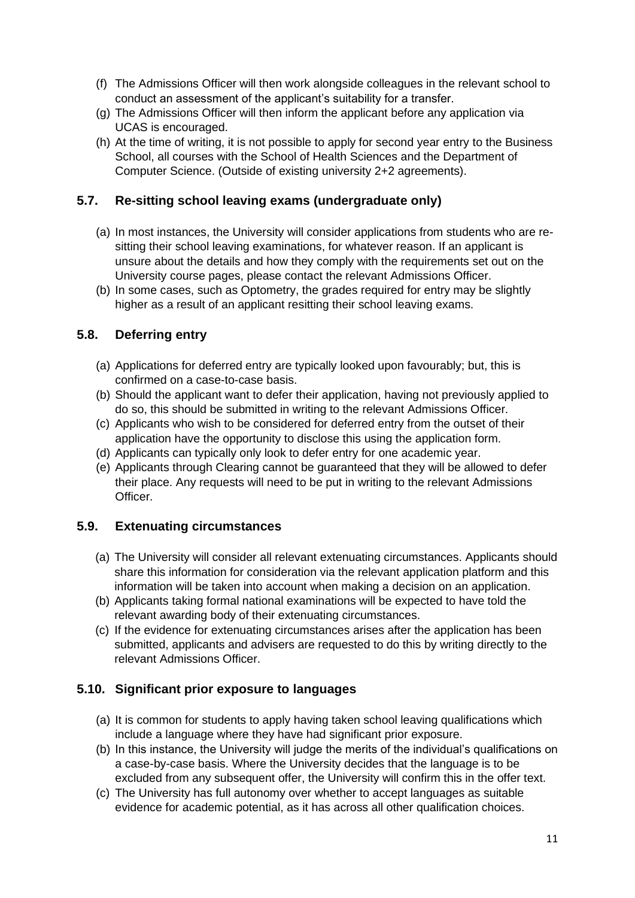(f) The Admissions Officer will then work alongside colleagues in the relevant school to conduct an assessment of the applicant's suitability for a transfer.

(g) The Admissions Officer will then inform the applicant before any application via UCAS is encouraged.

(h) At the time of writing, it is not possible to apply for second year entry to the Business School, all courses with the School of Health Sciences and the Department of Computer Science. (Outside of existing university 2+2 agreements).

### 5.7. Re-sitting school leaving exams (undergraduate only)

(a) In most instances, the University will consider applications from students who are re-sitting their school leaving examinations, for whatever reason. If an applicant is unsure about the details and how they comply with the requirements set out on the University course pages, please contact the relevant Admissions Officer.

(b) In some cases, such as Optometry, the grades required for entry may be slightly higher as a result of an applicant resitting their school leaving exams.

### 5.8. Deferring entry

(a) Applications for deferred entry are typically looked upon favourably; but, this is confirmed on a case-to-case basis.

(b) Should the applicant want to defer their application, having not previously applied to do so, this should be submitted in writing to the relevant Admissions Officer.

(c) Applicants who wish to be considered for deferred entry from the outset of their application have the opportunity to disclose this using the application form.

(d) Applicants can typically only look to defer entry for one academic year.

(e) Applicants through Clearing cannot be guaranteed that they will be allowed to defer their place. Any requests will need to be put in writing to the relevant Admissions Officer.

### 5.9. Extenuating circumstances

(a) The University will consider all relevant extenuating circumstances. Applicants should share this information for consideration via the relevant application platform and this information will be taken into account when making a decision on an application.

(b) Applicants taking formal national examinations will be expected to have told the relevant awarding body of their extenuating circumstances.

(c) If the evidence for extenuating circumstances arises after the application has been submitted, applicants and advisers are requested to do this by writing directly to the relevant Admissions Officer.

### 5.10. Significant prior exposure to languages

(a) It is common for students to apply having taken school leaving qualifications which include a language where they have had significant prior exposure.

(b) In this instance, the University will judge the merits of the individual's qualifications on a case-by-case basis. Where the University decides that the language is to be excluded from any subsequent offer, the University will confirm this in the offer text.

(c) The University has full autonomy over whether to accept languages as suitable evidence for academic potential, as it has across all other qualification choices.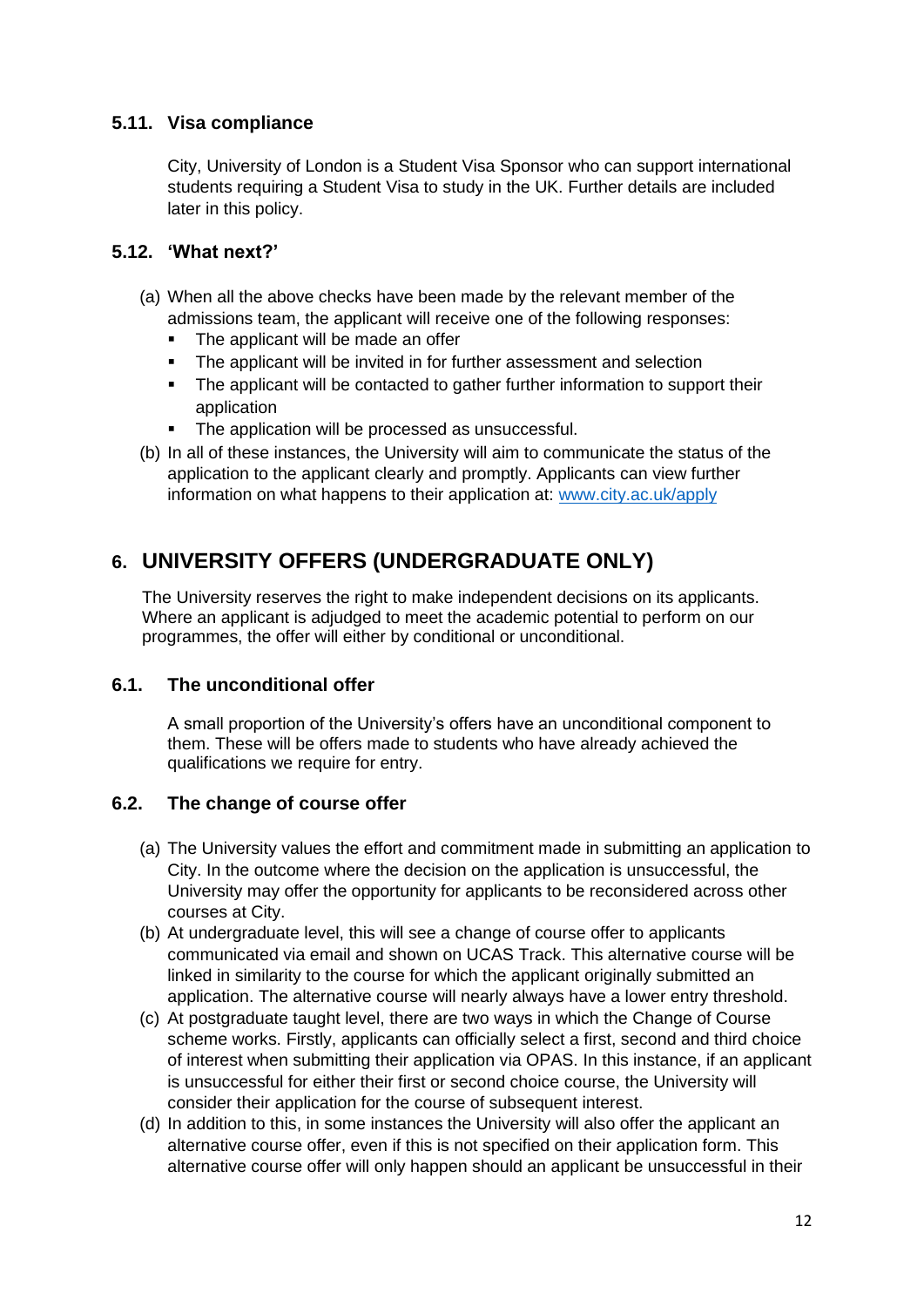### 5.11. Visa compliance

City, University of London is a Student Visa Sponsor who can support international students requiring a Student Visa to study in the UK. Further details are included later in this policy.

### 5.12. 'What next?'

(a) When all the above checks have been made by the relevant member of the admissions team, the applicant will receive one of the following responses:

- The applicant will be made an offer
- The applicant will be invited in for further assessment and selection
- The applicant will be contacted to gather further information to support their application
- The application will be processed as unsuccessful.

(b) In all of these instances, the University will aim to communicate the status of the application to the applicant clearly and promptly. Applicants can view further information on what happens to their application at: [www.city.ac.uk/apply](http://www.city.ac.uk/apply)

## 6. UNIVERSITY OFFERS (UNDERGRADUATE ONLY)

The University reserves the right to make independent decisions on its applicants. Where an applicant is adjudged to meet the academic potential to perform on our programmes, the offer will either by conditional or unconditional.

### 6.1. The unconditional offer

A small proportion of the University's offers have an unconditional component to them. These will be offers made to students who have already achieved the qualifications we require for entry.

### 6.2. The change of course offer

(a) The University values the effort and commitment made in submitting an application to City. In the outcome where the decision on the application is unsuccessful, the University may offer the opportunity for applicants to be reconsidered across other courses at City.

(b) At undergraduate level, this will see a change of course offer to applicants communicated via email and shown on UCAS Track. This alternative course will be linked in similarity to the course for which the applicant originally submitted an application. The alternative course will nearly always have a lower entry threshold.

(c) At postgraduate taught level, there are two ways in which the Change of Course scheme works. Firstly, applicants can officially select a first, second and third choice of interest when submitting their application via OPAS. In this instance, if an applicant is unsuccessful for either their first or second choice course, the University will consider their application for the course of subsequent interest.

(d) In addition to this, in some instances the University will also offer the applicant an alternative course offer, even if this is not specified on their application form. This alternative course offer will only happen should an applicant be unsuccessful in their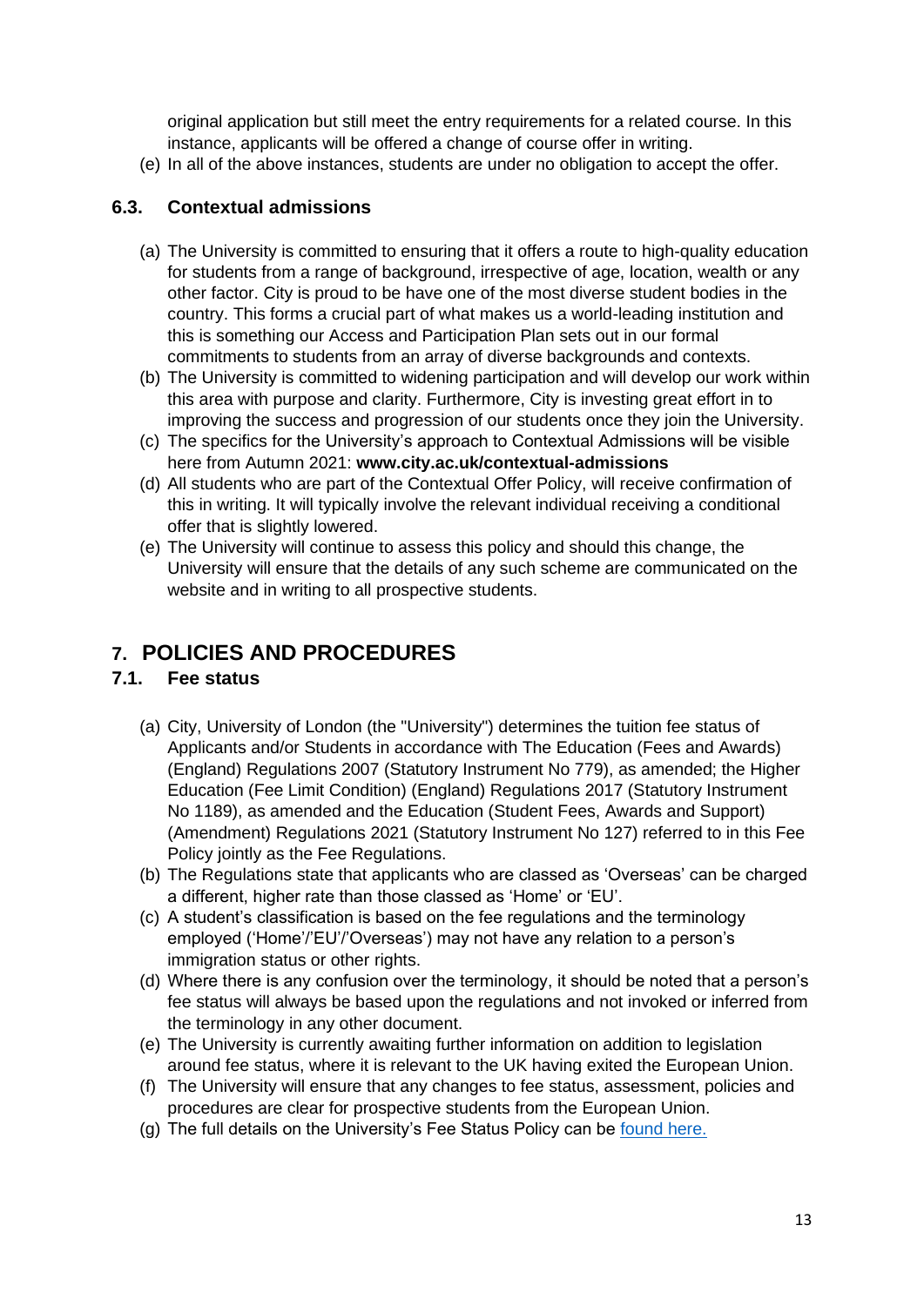original application but still meet the entry requirements for a related course. In this instance, applicants will be offered a change of course offer in writing.

(e) In all of the above instances, students are under no obligation to accept the offer.

### 6.3. Contextual admissions

(a) The University is committed to ensuring that it offers a route to high-quality education for students from a range of background, irrespective of age, location, wealth or any other factor. City is proud to be have one of the most diverse student bodies in the country. This forms a crucial part of what makes us a world-leading institution and this is something our Access and Participation Plan sets out in our formal commitments to students from an array of diverse backgrounds and contexts.

(b) The University is committed to widening participation and will develop our work within this area with purpose and clarity. Furthermore, City is investing great effort in to improving the success and progression of our students once they join the University.

(c) The specifics for the University's approach to Contextual Admissions will be visible here from Autumn 2021: **www.city.ac.uk/contextual-admissions**

(d) All students who are part of the Contextual Offer Policy, will receive confirmation of this in writing. It will typically involve the relevant individual receiving a conditional offer that is slightly lowered.

(e) The University will continue to assess this policy and should this change, the University will ensure that the details of any such scheme are communicated on the website and in writing to all prospective students.

## 7. POLICIES AND PROCEDURES

### 7.1. Fee status

(a) City, University of London (the "University") determines the tuition fee status of Applicants and/or Students in accordance with The Education (Fees and Awards) (England) Regulations 2007 (Statutory Instrument No 779), as amended; the Higher Education (Fee Limit Condition) (England) Regulations 2017 (Statutory Instrument No 1189), as amended and the Education (Student Fees, Awards and Support) (Amendment) Regulations 2021 (Statutory Instrument No 127) referred to in this Fee Policy jointly as the Fee Regulations.

(b) The Regulations state that applicants who are classed as 'Overseas' can be charged a different, higher rate than those classed as 'Home' or 'EU'.

(c) A student's classification is based on the fee regulations and the terminology employed ('Home'/'EU'/'Overseas') may not have any relation to a person's immigration status or other rights.

(d) Where there is any confusion over the terminology, it should be noted that a person's fee status will always be based upon the regulations and not invoked or inferred from the terminology in any other document.

(e) The University is currently awaiting further information on addition to legislation around fee status, where it is relevant to the UK having exited the European Union.

(f) The University will ensure that any changes to fee status, assessment, policies and procedures are clear for prospective students from the European Union.

(g) The full details on the University's Fee Status Policy can be found here.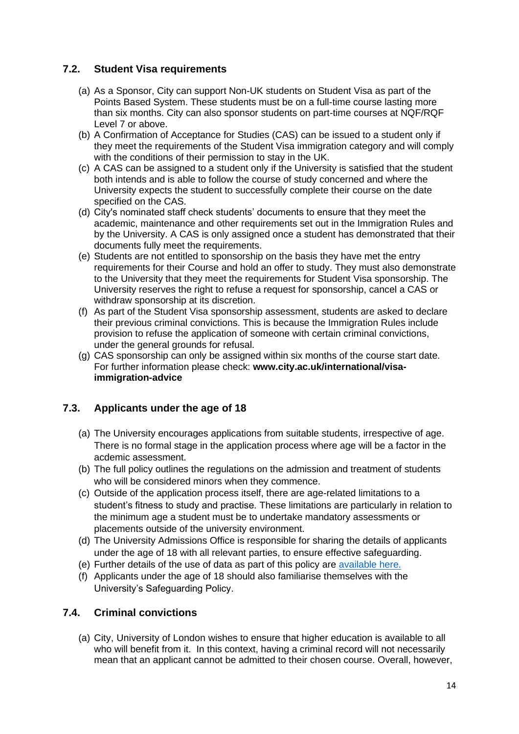### 7.2. Student Visa requirements

(a) As a Sponsor, City can support Non-UK students on Student Visa as part of the Points Based System. These students must be on a full-time course lasting more than six months. City can also sponsor students on part-time courses at NQF/RQF Level 7 or above.

(b) A Confirmation of Acceptance for Studies (CAS) can be issued to a student only if they meet the requirements of the Student Visa immigration category and will comply with the conditions of their permission to stay in the UK.

(c) A CAS can be assigned to a student only if the University is satisfied that the student both intends and is able to follow the course of study concerned and where the University expects the student to successfully complete their course on the date specified on the CAS.

(d) City's nominated staff check students' documents to ensure that they meet the academic, maintenance and other requirements set out in the Immigration Rules and by the University. A CAS is only assigned once a student has demonstrated that their documents fully meet the requirements.

(e) Students are not entitled to sponsorship on the basis they have met the entry requirements for their Course and hold an offer to study. They must also demonstrate to the University that they meet the requirements for Student Visa sponsorship. The University reserves the right to refuse a request for sponsorship, cancel a CAS or withdraw sponsorship at its discretion.

(f) As part of the Student Visa sponsorship assessment, students are asked to declare their previous criminal convictions. This is because the Immigration Rules include provision to refuse the application of someone with certain criminal convictions, under the general grounds for refusal.

(g) CAS sponsorship can only be assigned within six months of the course start date. For further information please check: **www.city.ac.uk/international/visa-immigration-advice**

### 7.3. Applicants under the age of 18

(a) The University encourages applications from suitable students, irrespective of age. There is no formal stage in the application process where age will be a factor in the acdemic assessment.

(b) The full policy outlines the regulations on the admission and treatment of students who will be considered minors when they commence.

(c) Outside of the application process itself, there are age-related limitations to a student's fitness to study and practise. These limitations are particularly in relation to the minimum age a student must be to undertake mandatory assessments or placements outside of the university environment.

(d) The University Admissions Office is responsible for sharing the details of applicants under the age of 18 with all relevant parties, to ensure effective safeguarding.

(e) Further details of the use of data as part of this policy are available here.

(f) Applicants under the age of 18 should also familiarise themselves with the University's Safeguarding Policy.

### 7.4. Criminal convictions

(a) City, University of London wishes to ensure that higher education is available to all who will benefit from it. In this context, having a criminal record will not necessarily mean that an applicant cannot be admitted to their chosen course. Overall, however,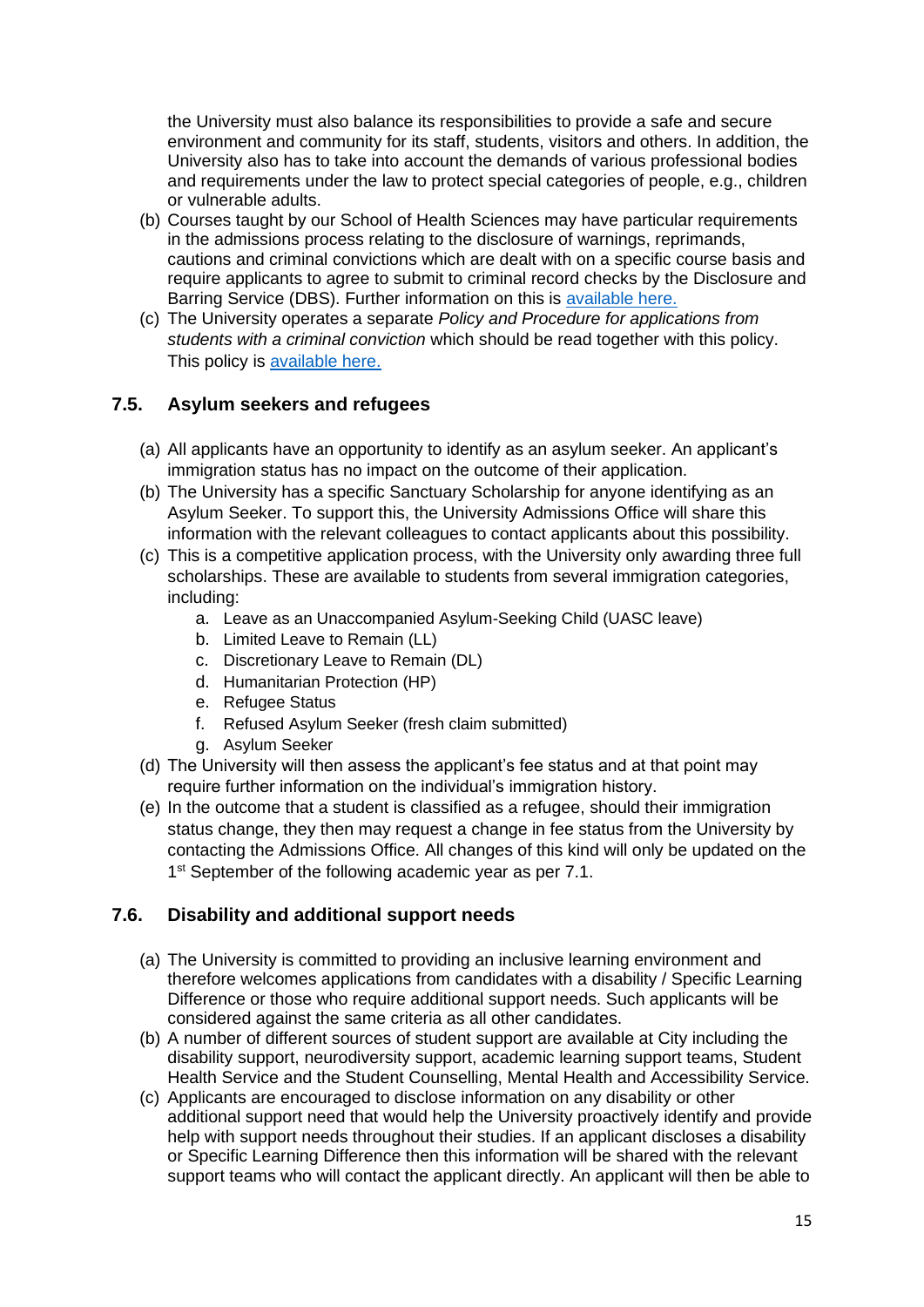the University must also balance its responsibilities to provide a safe and secure environment and community for its staff, students, visitors and others. In addition, the University also has to take into account the demands of various professional bodies and requirements under the law to protect special categories of people, e.g., children or vulnerable adults.

(b) Courses taught by our School of Health Sciences may have particular requirements in the admissions process relating to the disclosure of warnings, reprimands, cautions and criminal convictions which are dealt with on a specific course basis and require applicants to agree to submit to criminal record checks by the Disclosure and Barring Service (DBS). Further information on this is available here.

(c) The University operates a separate *Policy and Procedure for applications from students with a criminal conviction* which should be read together with this policy. This policy is available here.

## 7.5. Asylum seekers and refugees

(a) All applicants have an opportunity to identify as an asylum seeker. An applicant's immigration status has no impact on the outcome of their application.

(b) The University has a specific Sanctuary Scholarship for anyone identifying as an Asylum Seeker. To support this, the University Admissions Office will share this information with the relevant colleagues to contact applicants about this possibility.

(c) This is a competitive application process, with the University only awarding three full scholarships. These are available to students from several immigration categories, including:

   a. Leave as an Unaccompanied Asylum-Seeking Child (UASC leave)
   b. Limited Leave to Remain (LL)
   c. Discretionary Leave to Remain (DL)
   d. Humanitarian Protection (HP)
   e. Refugee Status
   f. Refused Asylum Seeker (fresh claim submitted)
   g. Asylum Seeker

(d) The University will then assess the applicant's fee status and at that point may require further information on the individual's immigration history.

(e) In the outcome that a student is classified as a refugee, should their immigration status change, they then may request a change in fee status from the University by contacting the Admissions Office. All changes of this kind will only be updated on the 1st September of the following academic year as per 7.1.

## 7.6. Disability and additional support needs

(a) The University is committed to providing an inclusive learning environment and therefore welcomes applications from candidates with a disability / Specific Learning Difference or those who require additional support needs. Such applicants will be considered against the same criteria as all other candidates.

(b) A number of different sources of student support are available at City including the disability support, neurodiversity support, academic learning support teams, Student Health Service and the Student Counselling, Mental Health and Accessibility Service.

(c) Applicants are encouraged to disclose information on any disability or other additional support need that would help the University proactively identify and provide help with support needs throughout their studies. If an applicant discloses a disability or Specific Learning Difference then this information will be shared with the relevant support teams who will contact the applicant directly. An applicant will then be able to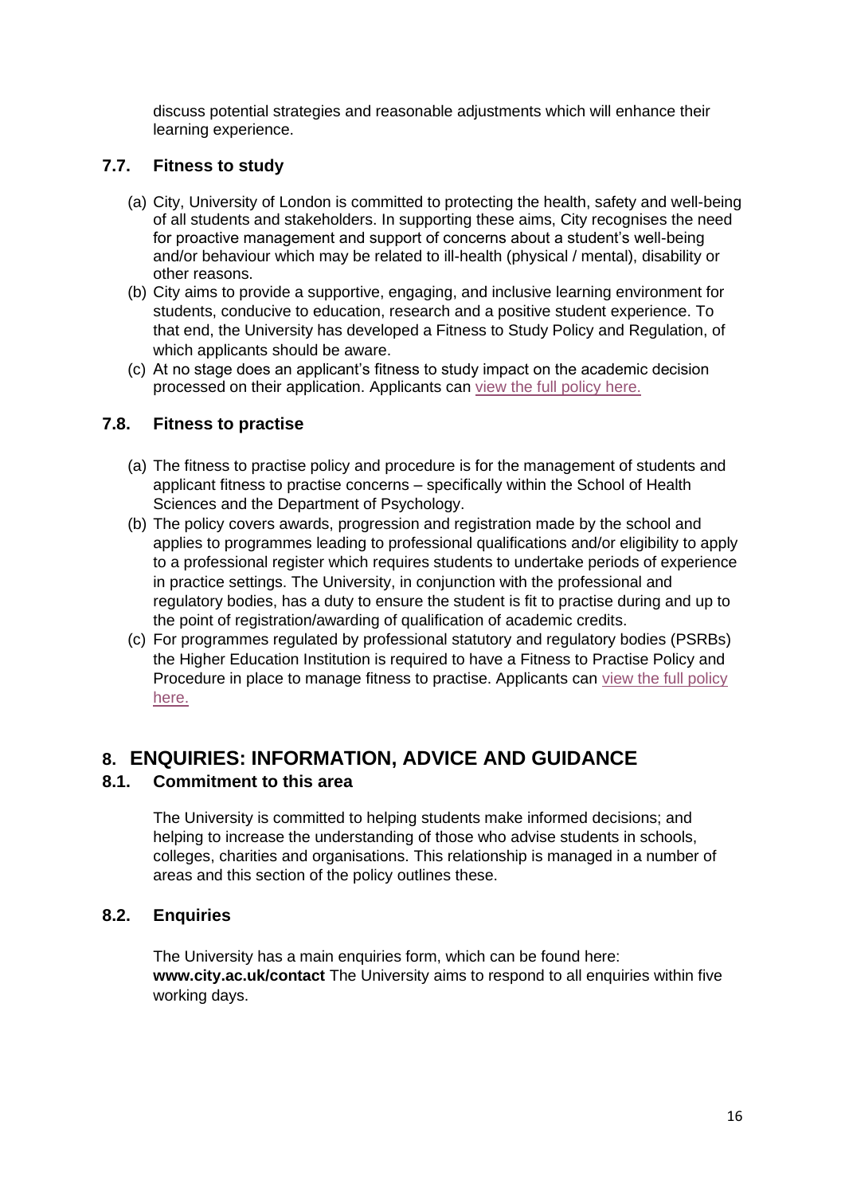discuss potential strategies and reasonable adjustments which will enhance their learning experience.

### 7.7. Fitness to study

(a) City, University of London is committed to protecting the health, safety and well-being of all students and stakeholders. In supporting these aims, City recognises the need for proactive management and support of concerns about a student's well-being and/or behaviour which may be related to ill-health (physical / mental), disability or other reasons.

(b) City aims to provide a supportive, engaging, and inclusive learning environment for students, conducive to education, research and a positive student experience. To that end, the University has developed a Fitness to Study Policy and Regulation, of which applicants should be aware.

(c) At no stage does an applicant's fitness to study impact on the academic decision processed on their application. Applicants can view the full policy here.

### 7.8. Fitness to practise

(a) The fitness to practise policy and procedure is for the management of students and applicant fitness to practise concerns – specifically within the School of Health Sciences and the Department of Psychology.

(b) The policy covers awards, progression and registration made by the school and applies to programmes leading to professional qualifications and/or eligibility to apply to a professional register which requires students to undertake periods of experience in practice settings. The University, in conjunction with the professional and regulatory bodies, has a duty to ensure the student is fit to practise during and up to the point of registration/awarding of qualification of academic credits.

(c) For programmes regulated by professional statutory and regulatory bodies (PSRBs) the Higher Education Institution is required to have a Fitness to Practise Policy and Procedure in place to manage fitness to practise. Applicants can view the full policy here.

## 8. ENQUIRIES: INFORMATION, ADVICE AND GUIDANCE

### 8.1. Commitment to this area

The University is committed to helping students make informed decisions; and helping to increase the understanding of those who advise students in schools, colleges, charities and organisations. This relationship is managed in a number of areas and this section of the policy outlines these.

### 8.2. Enquiries

The University has a main enquiries form, which can be found here: **www.city.ac.uk/contact** The University aims to respond to all enquiries within five working days.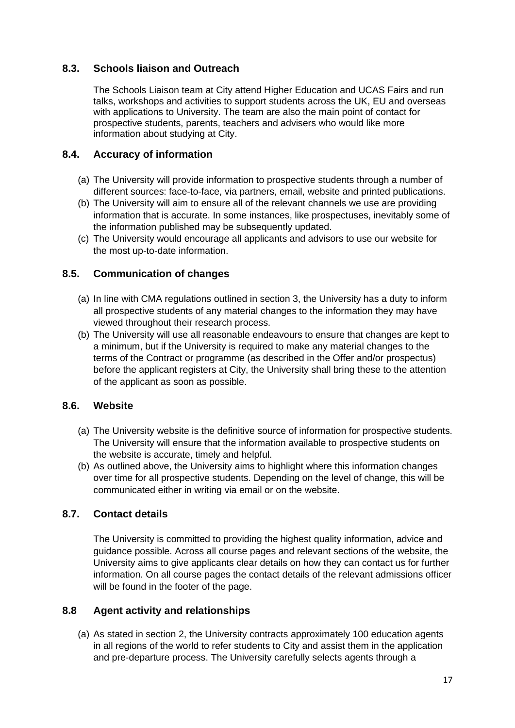### 8.3. Schools liaison and Outreach

The Schools Liaison team at City attend Higher Education and UCAS Fairs and run talks, workshops and activities to support students across the UK, EU and overseas with applications to University. The team are also the main point of contact for prospective students, parents, teachers and advisers who would like more information about studying at City.

### 8.4. Accuracy of information

(a) The University will provide information to prospective students through a number of different sources: face-to-face, via partners, email, website and printed publications.
(b) The University will aim to ensure all of the relevant channels we use are providing information that is accurate. In some instances, like prospectuses, inevitably some of the information published may be subsequently updated.
(c) The University would encourage all applicants and advisors to use our website for the most up-to-date information.

### 8.5. Communication of changes

(a) In line with CMA regulations outlined in section 3, the University has a duty to inform all prospective students of any material changes to the information they may have viewed throughout their research process.
(b) The University will use all reasonable endeavours to ensure that changes are kept to a minimum, but if the University is required to make any material changes to the terms of the Contract or programme (as described in the Offer and/or prospectus) before the applicant registers at City, the University shall bring these to the attention of the applicant as soon as possible.

### 8.6. Website

(a) The University website is the definitive source of information for prospective students. The University will ensure that the information available to prospective students on the website is accurate, timely and helpful.
(b) As outlined above, the University aims to highlight where this information changes over time for all prospective students. Depending on the level of change, this will be communicated either in writing via email or on the website.

### 8.7. Contact details

The University is committed to providing the highest quality information, advice and guidance possible. Across all course pages and relevant sections of the website, the University aims to give applicants clear details on how they can contact us for further information. On all course pages the contact details of the relevant admissions officer will be found in the footer of the page.

### 8.8 Agent activity and relationships

(a) As stated in section 2, the University contracts approximately 100 education agents in all regions of the world to refer students to City and assist them in the application and pre-departure process. The University carefully selects agents through a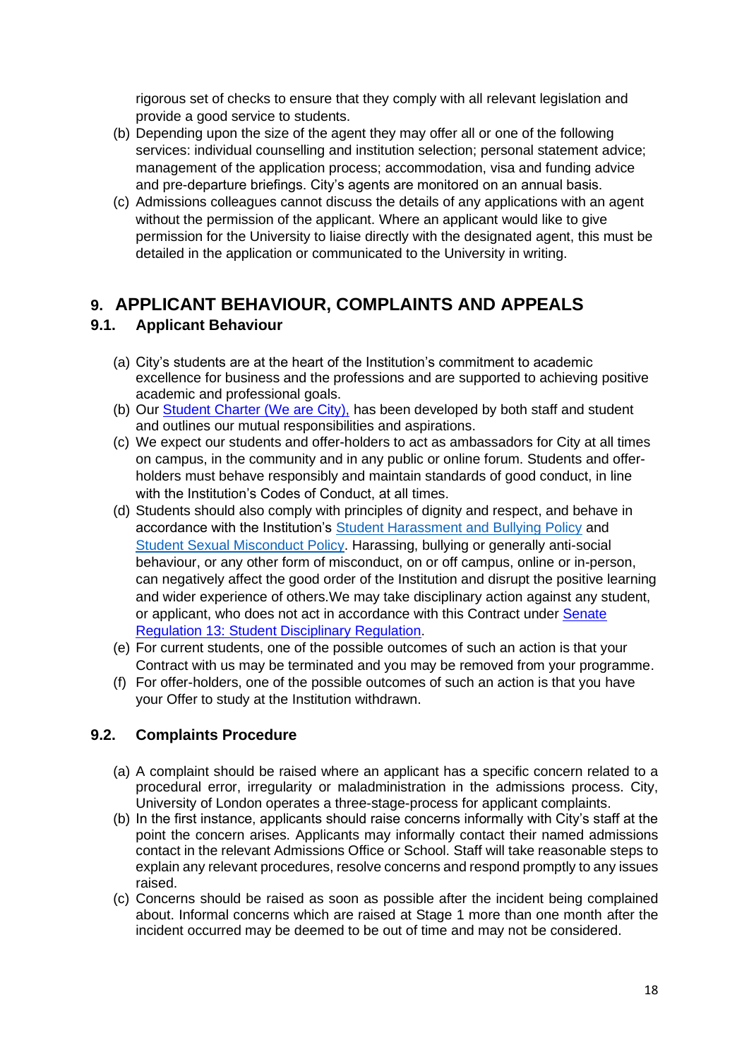rigorous set of checks to ensure that they comply with all relevant legislation and provide a good service to students.

(b) Depending upon the size of the agent they may offer all or one of the following services: individual counselling and institution selection; personal statement advice; management of the application process; accommodation, visa and funding advice and pre-departure briefings. City's agents are monitored on an annual basis.

(c) Admissions colleagues cannot discuss the details of any applications with an agent without the permission of the applicant. Where an applicant would like to give permission for the University to liaise directly with the designated agent, this must be detailed in the application or communicated to the University in writing.

# 9. APPLICANT BEHAVIOUR, COMPLAINTS AND APPEALS

## 9.1. Applicant Behaviour

(a) City's students are at the heart of the Institution's commitment to academic excellence for business and the professions and are supported to achieving positive academic and professional goals.

(b) Our Student Charter (We are City), has been developed by both staff and student and outlines our mutual responsibilities and aspirations.

(c) We expect our students and offer-holders to act as ambassadors for City at all times on campus, in the community and in any public or online forum. Students and offer-holders must behave responsibly and maintain standards of good conduct, in line with the Institution's Codes of Conduct, at all times.

(d) Students should also comply with principles of dignity and respect, and behave in accordance with the Institution's Student Harassment and Bullying Policy and Student Sexual Misconduct Policy. Harassing, bullying or generally anti-social behaviour, or any other form of misconduct, on or off campus, online or in-person, can negatively affect the good order of the Institution and disrupt the positive learning and wider experience of others.We may take disciplinary action against any student, or applicant, who does not act in accordance with this Contract under Senate Regulation 13: Student Disciplinary Regulation.

(e) For current students, one of the possible outcomes of such an action is that your Contract with us may be terminated and you may be removed from your programme.

(f) For offer-holders, one of the possible outcomes of such an action is that you have your Offer to study at the Institution withdrawn.

## 9.2. Complaints Procedure

(a) A complaint should be raised where an applicant has a specific concern related to a procedural error, irregularity or maladministration in the admissions process. City, University of London operates a three-stage-process for applicant complaints.

(b) In the first instance, applicants should raise concerns informally with City's staff at the point the concern arises. Applicants may informally contact their named admissions contact in the relevant Admissions Office or School. Staff will take reasonable steps to explain any relevant procedures, resolve concerns and respond promptly to any issues raised.

(c) Concerns should be raised as soon as possible after the incident being complained about. Informal concerns which are raised at Stage 1 more than one month after the incident occurred may be deemed to be out of time and may not be considered.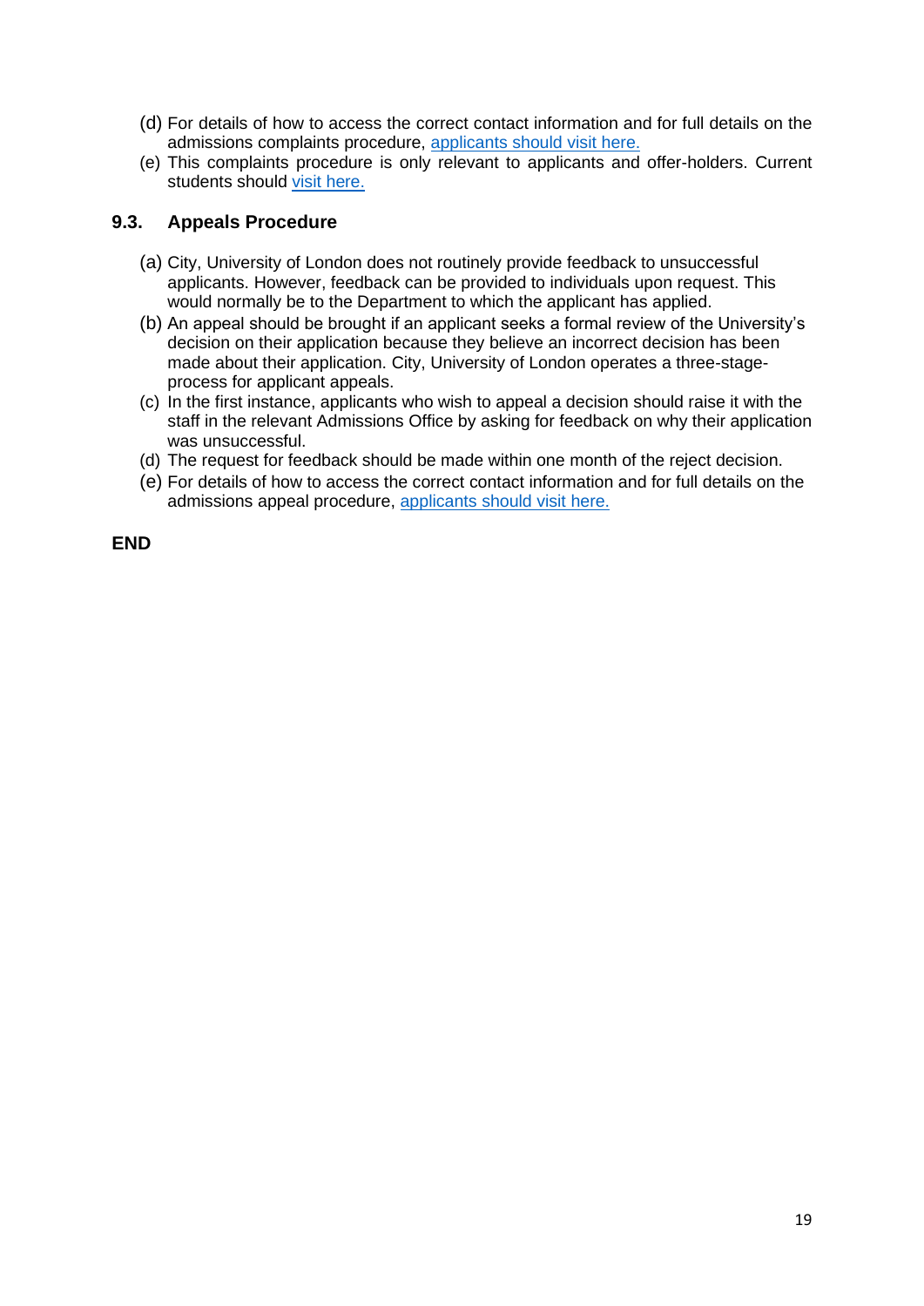(d) For details of how to access the correct contact information and for full details on the admissions complaints procedure, [applicants should visit here.]

(e) This complaints procedure is only relevant to applicants and offer-holders. Current students should [visit here.]

## 9.3. Appeals Procedure

(a) City, University of London does not routinely provide feedback to unsuccessful applicants. However, feedback can be provided to individuals upon request. This would normally be to the Department to which the applicant has applied.

(b) An appeal should be brought if an applicant seeks a formal review of the University's decision on their application because they believe an incorrect decision has been made about their application. City, University of London operates a three-stage-process for applicant appeals.

(c) In the first instance, applicants who wish to appeal a decision should raise it with the staff in the relevant Admissions Office by asking for feedback on why their application was unsuccessful.

(d) The request for feedback should be made within one month of the reject decision.

(e) For details of how to access the correct contact information and for full details on the admissions appeal procedure, [applicants should visit here.]

**END**